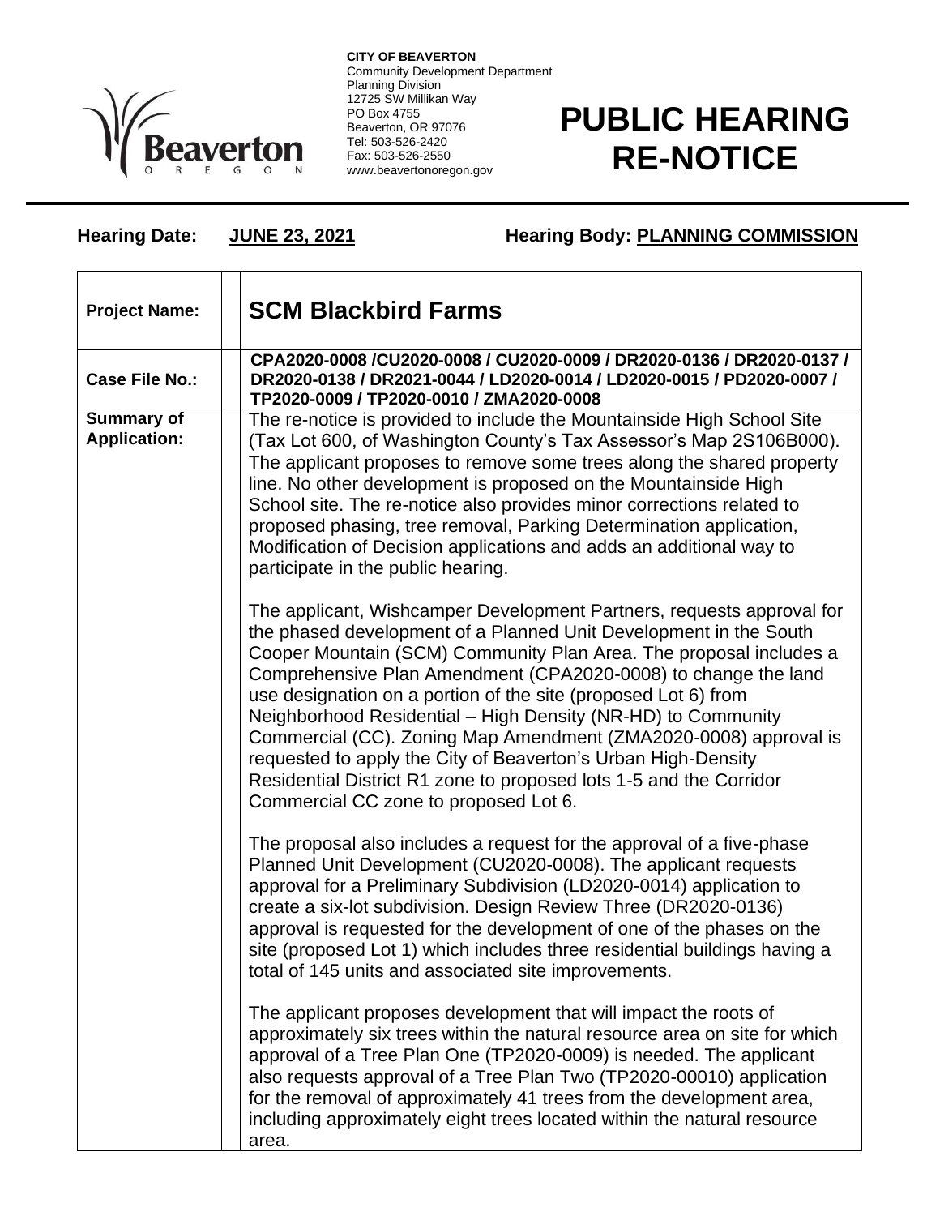**CITY OF BEAVERTON**
Community Development Department
Planning Division
12725 SW Millikan Way
PO Box 4755
Beaverton, OR 97076
Tel: 503-526-2420
Fax: 503-526-2550
www.beavertonoregon.gov

# PUBLIC HEARING RE-NOTICE

**Hearing Date:** **JUNE 23, 2021** **Hearing Body: PLANNING COMMISSION**

| | |
|---|---|
| **Project Name:** | **SCM Blackbird Farms** |
| **Case File No.:** | **CPA2020-0008 /CU2020-0008 / CU2020-0009 / DR2020-0136 / DR2020-0137 / DR2020-0138 / DR2021-0044 / LD2020-0014 / LD2020-0015 / PD2020-0007 / TP2020-0009 / TP2020-0010 / ZMA2020-0008** |
| **Summary of Application:** | The re-notice is provided to include the Mountainside High School Site (Tax Lot 600, of Washington County's Tax Assessor's Map 2S106B000). The applicant proposes to remove some trees along the shared property line. No other development is proposed on the Mountainside High School site. The re-notice also provides minor corrections related to proposed phasing, tree removal, Parking Determination application, Modification of Decision applications and adds an additional way to participate in the public hearing.<br><br>The applicant, Wischcamper Development Partners, requests approval for the phased development of a Planned Unit Development in the South Cooper Mountain (SCM) Community Plan Area. The proposal includes a Comprehensive Plan Amendment (CPA2020-0008) to change the land use designation on a portion of the site (proposed Lot 6) from Neighborhood Residential – High Density (NR-HD) to Community Commercial (CC). Zoning Map Amendment (ZMA2020-0008) approval is requested to apply the City of Beaverton's Urban High-Density Residential District R1 zone to proposed lots 1-5 and the Corridor Commercial CC zone to proposed Lot 6.<br><br>The proposal also includes a request for the approval of a five-phase Planned Unit Development (CU2020-0008). The applicant requests approval for a Preliminary Subdivision (LD2020-0014) application to create a six-lot subdivision. Design Review Three (DR2020-0136) approval is requested for the development of one of the phases on the site (proposed Lot 1) which includes three residential buildings having a total of 145 units and associated site improvements.<br><br>The applicant proposes development that will impact the roots of approximately six trees within the natural resource area on site for which approval of a Tree Plan One (TP2020-0009) is needed. The applicant also requests approval of a Tree Plan Two (TP2020-00010) application for the removal of approximately 41 trees from the development area, including approximately eight trees located within the natural resource area. |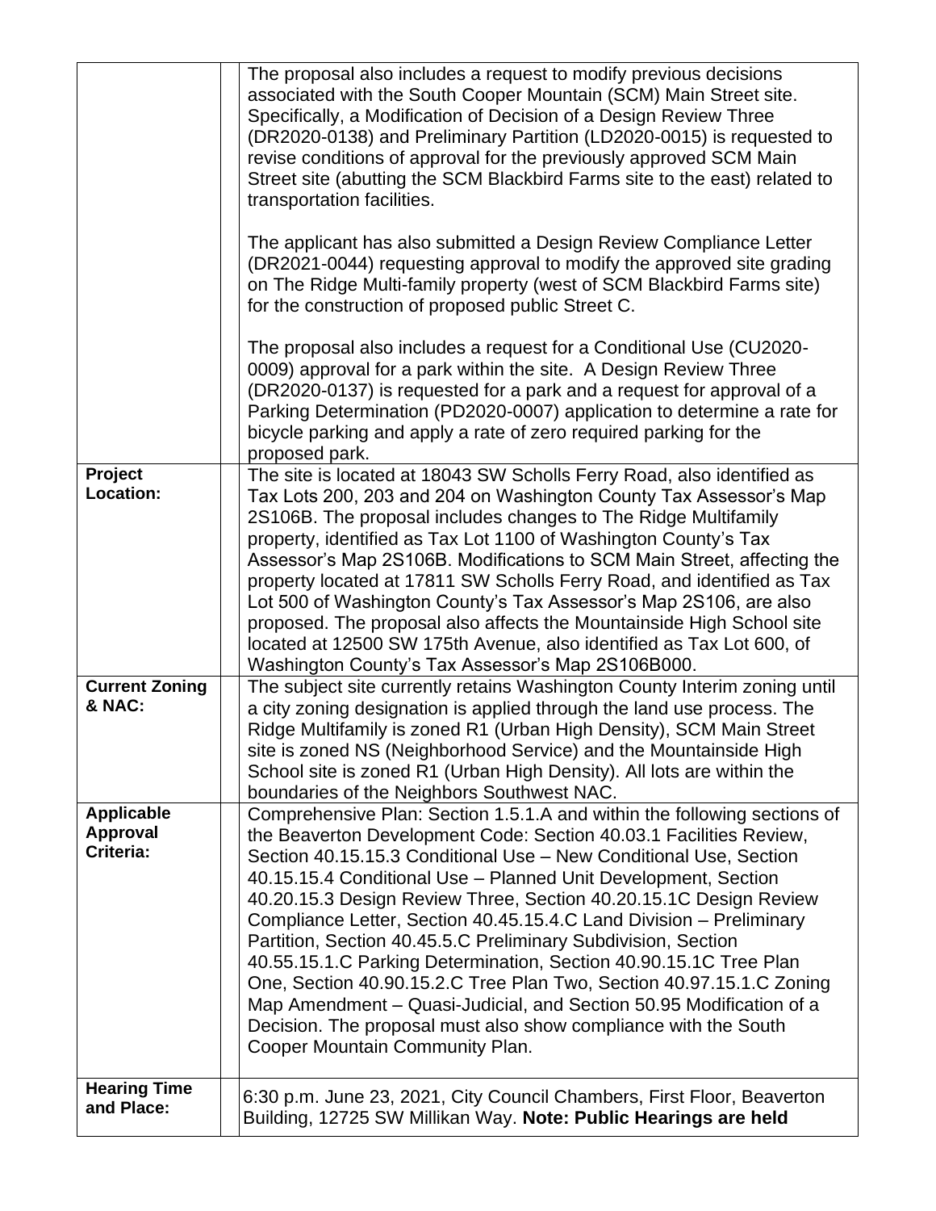| | | |
|---|---|---|
| | | The proposal also includes a request to modify previous decisions associated with the South Cooper Mountain (SCM) Main Street site. Specifically, a Modification of Decision of a Design Review Three (DR2020-0138) and Preliminary Partition (LD2020-0015) is requested to revise conditions of approval for the previously approved SCM Main Street site (abutting the SCM Blackbird Farms site to the east) related to transportation facilities.<br><br>The applicant has also submitted a Design Review Compliance Letter (DR2021-0044) requesting approval to modify the approved site grading on The Ridge Multi-family property (west of SCM Blackbird Farms site) for the construction of proposed public Street C.<br><br>The proposal also includes a request for a Conditional Use (CU2020-0009) approval for a park within the site. A Design Review Three (DR2020-0137) is requested for a park and a request for approval of a Parking Determination (PD2020-0007) application to determine a rate for bicycle parking and apply a rate of zero required parking for the proposed park. |
| **Project Location:** | | The site is located at 18043 SW Scholls Ferry Road, also identified as Tax Lots 200, 203 and 204 on Washington County Tax Assessor's Map 2S106B. The proposal includes changes to The Ridge Multifamily property, identified as Tax Lot 1100 of Washington County's Tax Assessor's Map 2S106B. Modifications to SCM Main Street, affecting the property located at 17811 SW Scholls Ferry Road, and identified as Tax Lot 500 of Washington County's Tax Assessor's Map 2S106, are also proposed. The proposal also affects the Mountainside High School site located at 12500 SW 175th Avenue, also identified as Tax Lot 600, of Washington County's Tax Assessor's Map 2S106B000. |
| **Current Zoning & NAC:** | | The subject site currently retains Washington County Interim zoning until a city zoning designation is applied through the land use process. The Ridge Multifamily is zoned R1 (Urban High Density), SCM Main Street site is zoned NS (Neighborhood Service) and the Mountainside High School site is zoned R1 (Urban High Density). All lots are within the boundaries of the Neighbors Southwest NAC. |
| **Applicable Approval Criteria:** | | Comprehensive Plan: Section 1.5.1.A and within the following sections of the Beaverton Development Code: Section 40.03.1 Facilities Review, Section 40.15.15.3 Conditional Use – New Conditional Use, Section 40.15.15.4 Conditional Use – Planned Unit Development, Section 40.20.15.3 Design Review Three, Section 40.20.15.1C Design Review Compliance Letter, Section 40.45.15.4.C Land Division – Preliminary Partition, Section 40.45.5.C Preliminary Subdivision, Section 40.55.15.1.C Parking Determination, Section 40.90.15.1C Tree Plan One, Section 40.90.15.2.C Tree Plan Two, Section 40.97.15.1.C Zoning Map Amendment – Quasi-Judicial, and Section 50.95 Modification of a Decision. The proposal must also show compliance with the South Cooper Mountain Community Plan. |
| **Hearing Time and Place:** | | 6:30 p.m. June 23, 2021, City Council Chambers, First Floor, Beaverton Building, 12725 SW Millikan Way. **Note: Public Hearings are held** |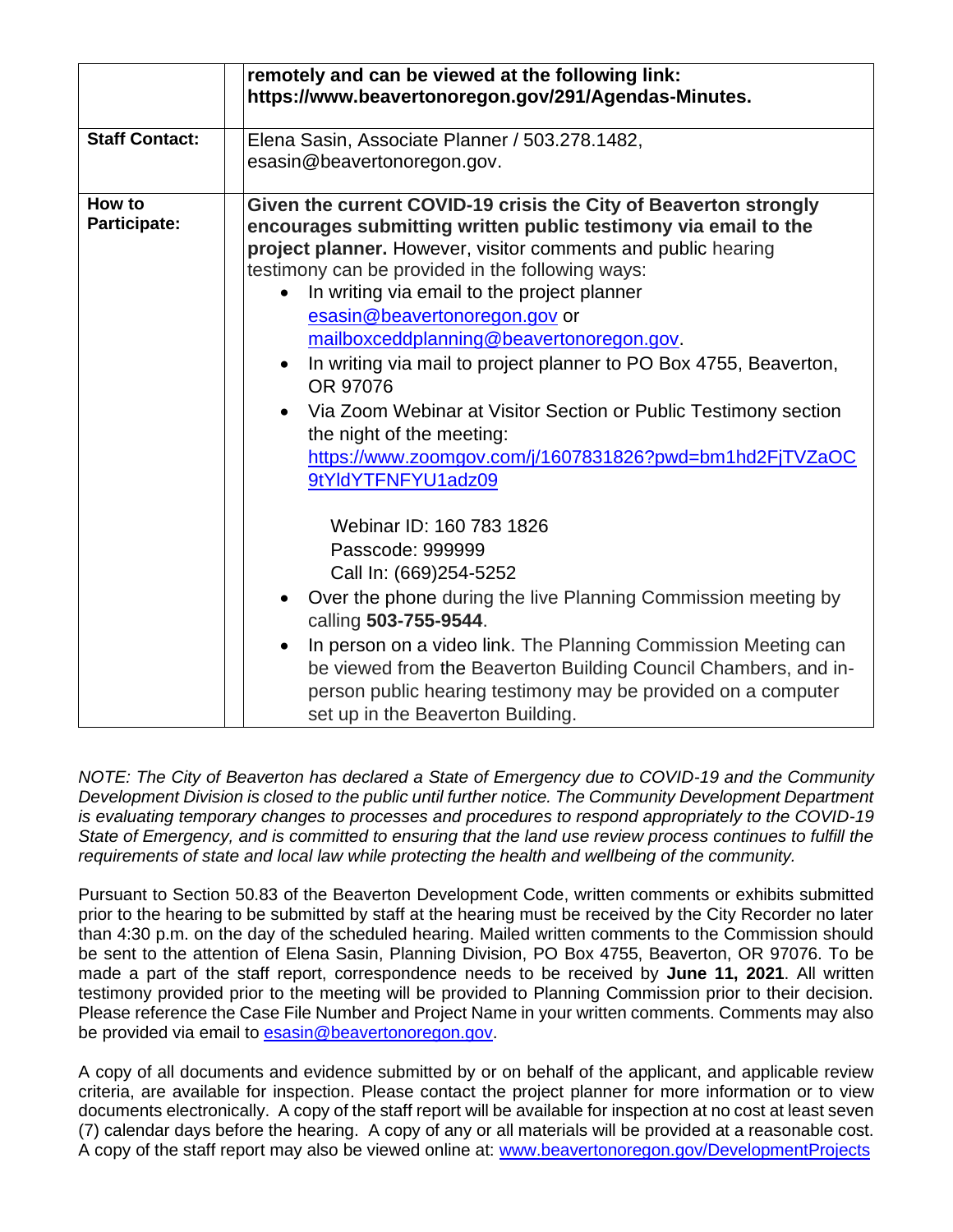| | |
|---|---|
| | **remotely and can be viewed at the following link: https://www.beavertonoregon.gov/291/Agendas-Minutes.** |
| **Staff Contact:** | Elena Sasin, Associate Planner / 503.278.1482, esasin@beavertonoregon.gov. |
| **How to Participate:** | **Given the current COVID-19 crisis the City of Beaverton strongly encourages submitting written public testimony via email to the project planner.** However, visitor comments and public hearing testimony can be provided in the following ways:<br>• In writing via email to the project planner esasin@beavertonoregon.gov or mailboxceddplanning@beavertonoregon.gov.<br>• In writing via mail to project planner to PO Box 4755, Beaverton, OR 97076<br>• Via Zoom Webinar at Visitor Section or Public Testimony section the night of the meeting: https://www.zoomgov.com/j/1607831826?pwd=bm1hd2FjTVZaOC9tYldYTFNFYU1adz09<br><br>Webinar ID: 160 783 1826<br>Passcode: 999999<br>Call In: (669)254-5252<br>• Over the phone during the live Planning Commission meeting by calling **503-755-9544**.<br>• In person on a video link. The Planning Commission Meeting can be viewed from the Beaverton Building Council Chambers, and in-person public hearing testimony may be provided on a computer set up in the Beaverton Building. |

*NOTE: The City of Beaverton has declared a State of Emergency due to COVID-19 and the Community Development Division is closed to the public until further notice. The Community Development Department is evaluating temporary changes to processes and procedures to respond appropriately to the COVID-19 State of Emergency, and is committed to ensuring that the land use review process continues to fulfill the requirements of state and local law while protecting the health and wellbeing of the community.*

Pursuant to Section 50.83 of the Beaverton Development Code, written comments or exhibits submitted prior to the hearing to be submitted by staff at the hearing must be received by the City Recorder no later than 4:30 p.m. on the day of the scheduled hearing. Mailed written comments to the Commission should be sent to the attention of Elena Sasin, Planning Division, PO Box 4755, Beaverton, OR 97076. To be made a part of the staff report, correspondence needs to be received by **June 11, 2021**. All written testimony provided prior to the meeting will be provided to Planning Commission prior to their decision. Please reference the Case File Number and Project Name in your written comments. Comments may also be provided via email to esasin@beavertonoregon.gov.

A copy of all documents and evidence submitted by or on behalf of the applicant, and applicable review criteria, are available for inspection. Please contact the project planner for more information or to view documents electronically. A copy of the staff report will be available for inspection at no cost at least seven (7) calendar days before the hearing. A copy of any or all materials will be provided at a reasonable cost. A copy of the staff report may also be viewed online at: www.beavertonoregon.gov/DevelopmentProjects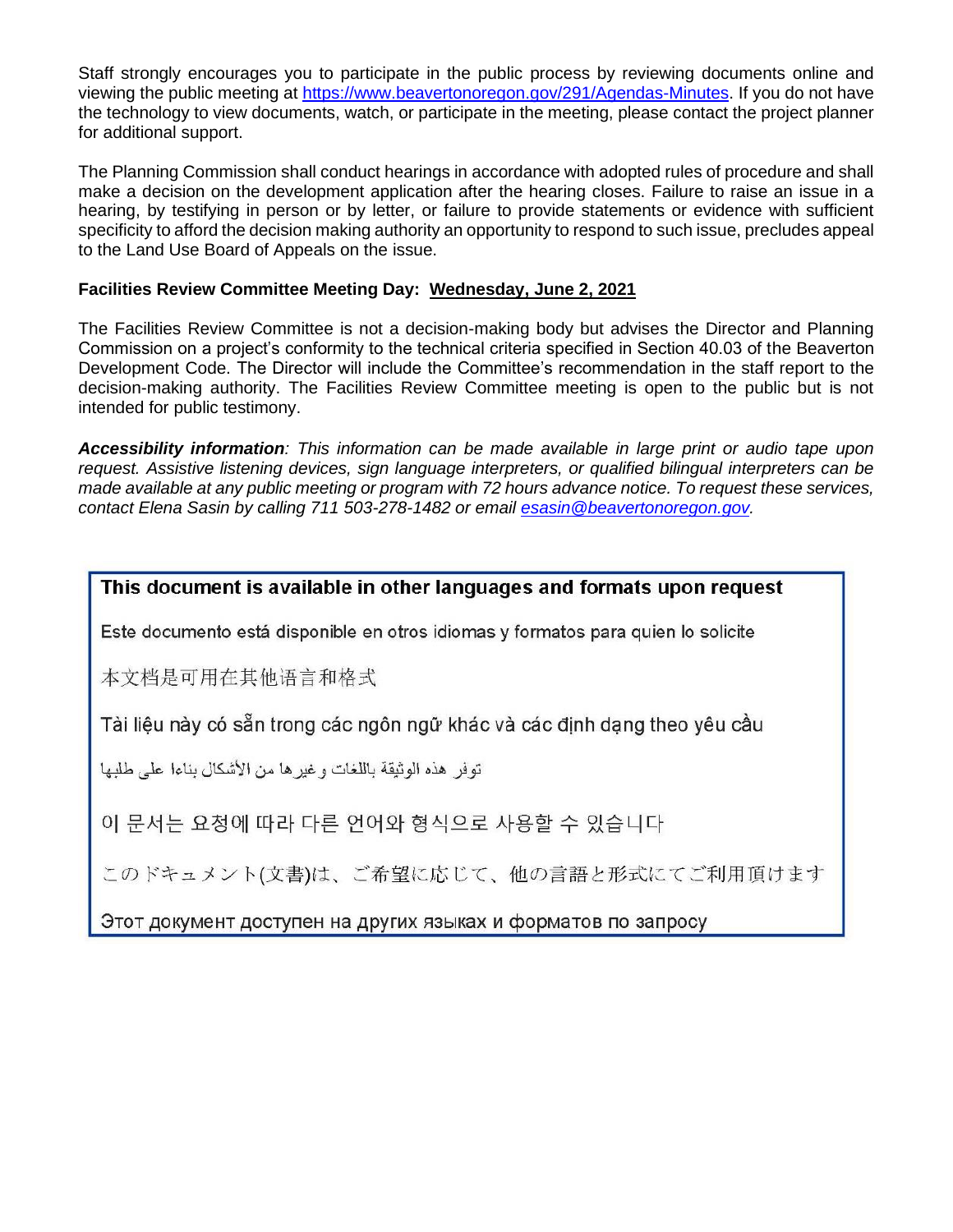Staff strongly encourages you to participate in the public process by reviewing documents online and viewing the public meeting at [https://www.beavertonoregon.gov/291/Agendas-Minutes](https://www.beavertonoregon.gov/291/Agendas-Minutes). If you do not have the technology to view documents, watch, or participate in the meeting, please contact the project planner for additional support.

The Planning Commission shall conduct hearings in accordance with adopted rules of procedure and shall make a decision on the development application after the hearing closes. Failure to raise an issue in a hearing, by testifying in person or by letter, or failure to provide statements or evidence with sufficient specificity to afford the decision making authority an opportunity to respond to such issue, precludes appeal to the Land Use Board of Appeals on the issue.

**Facilities Review Committee Meeting Day: Wednesday, June 2, 2021**

The Facilities Review Committee is not a decision-making body but advises the Director and Planning Commission on a project's conformity to the technical criteria specified in Section 40.03 of the Beaverton Development Code. The Director will include the Committee's recommendation in the staff report to the decision-making authority. The Facilities Review Committee meeting is open to the public but is not intended for public testimony.

***Accessibility information****: This information can be made available in large print or audio tape upon request. Assistive listening devices, sign language interpreters, or qualified bilingual interpreters can be made available at any public meeting or program with 72 hours advance notice. To request these services, contact Elena Sasin by calling 711 503-278-1482 or email [esasin@beavertonoregon.gov](mailto:esasin@beavertonoregon.gov).*

**This document is available in other languages and formats upon request**

Este documento está disponible en otros idiomas y formatos para quien lo solicite

本文档是可用在其他语言和格式

Tài liệu này có sẵn trong các ngôn ngữ khác và các định dạng theo yêu cầu

توفر هذه الوثيقة باللغات وغيرها من الأشكال بناءا على طلبها

이 문서는 요청에 따라 다른 언어와 형식으로 사용할 수 있습니다

このドキュメント(文書)は、ご希望に応じて、他の言語と形式にてご利用頂けます

Этот документ доступен на других языках и форматов по запросу